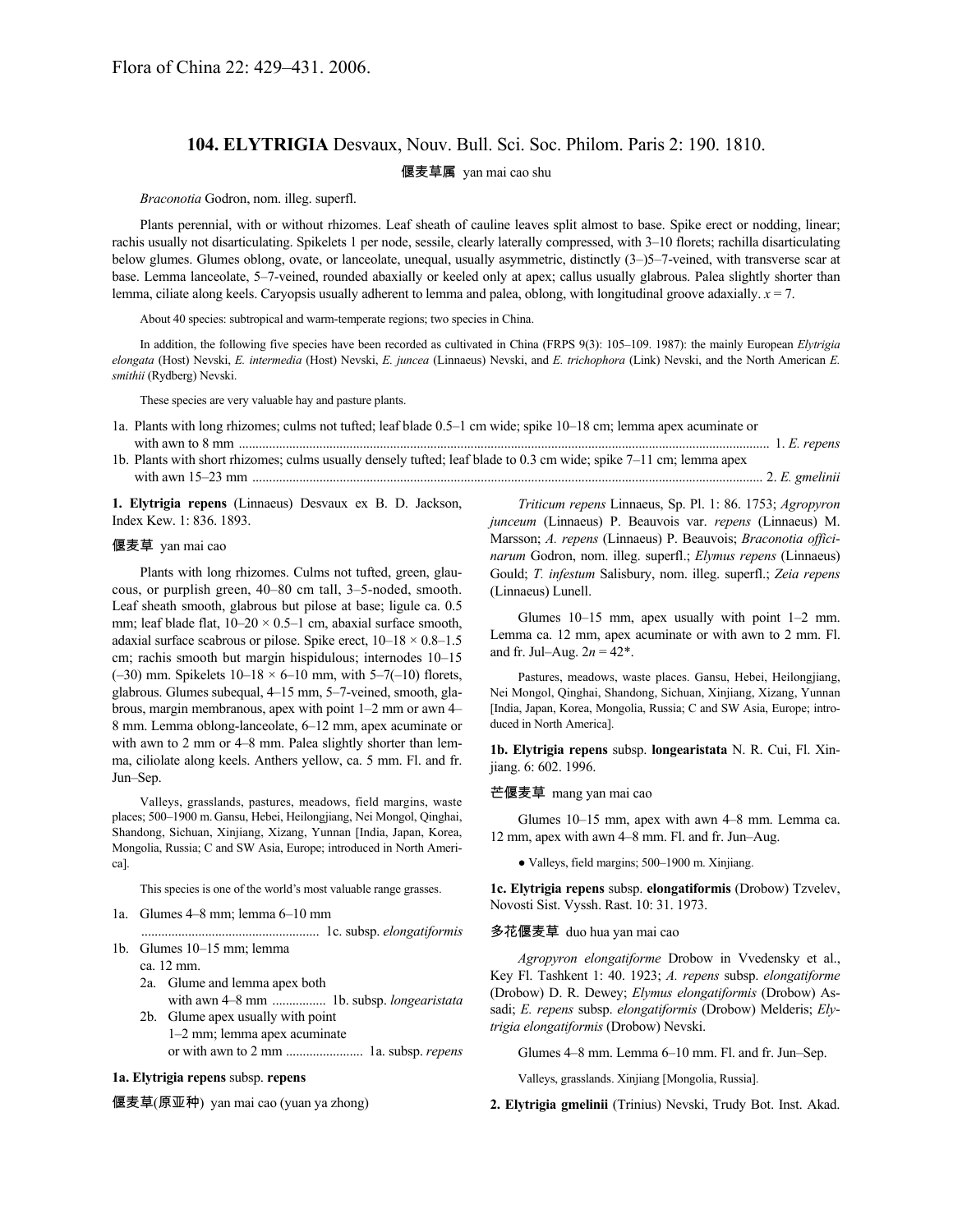Flora of China 22: 429–431. 2006.

## 104. ELYTRIGIA Desvaux, Nouv. Bull. Sci. Soc. Philom. Paris 2: 190. 1810.

偃麦草属 yan mai cao shu

*Braconotia* Godron, nom. illeg. superfl.

Plants perennial, with or without rhizomes. Leaf sheath of cauline leaves split almost to base. Spike erect or nodding, linear; rachis usually not disarticulating. Spikelets 1 per node, sessile, clearly laterally compressed, with 3–10 florets; rachilla disarticulating below glumes. Glumes oblong, ovate, or lanceolate, unequal, usually asymmetric, distinctly (3–)5–7-veined, with transverse scar at base. Lemma lanceolate, 5–7-veined, rounded abaxially or keeled only at apex; callus usually glabrous. Palea slightly shorter than lemma, ciliate along keels. Caryopsis usually adherent to lemma and palea, oblong, with longitudinal groove adaxially. *x* = 7.

About 40 species: subtropical and warm-temperate regions; two species in China.

In addition, the following five species have been recorded as cultivated in China (FRPS 9(3): 105–109. 1987): the mainly European *Elytrigia elongata* (Host) Nevski, *E. intermedia* (Host) Nevski, *E. juncea* (Linnaeus) Nevski, and *E. trichophora* (Link) Nevski, and the North American *E. smithii* (Rydberg) Nevski.

These species are very valuable hay and pasture plants.

1a. Plants with long rhizomes; culms not tufted; leaf blade 0.5–1 cm wide; spike 10–18 cm; lemma apex acuminate or with awn to 8 mm .................................................... 1. *E. repens*
1b. Plants with short rhizomes; culms usually densely tufted; leaf blade to 0.3 cm wide; spike 7–11 cm; lemma apex with awn 15–23 mm .................................................... 2. *E. gmelinii*

**1. Elytrigia repens** (Linnaeus) Desvaux ex B. D. Jackson, Index Kew. 1: 836. 1893.

偃麦草 yan mai cao

Plants with long rhizomes. Culms not tufted, green, glaucous, or purplish green, 40–80 cm tall, 3–5-noded, smooth. Leaf sheath smooth, glabrous but pilose at base; ligule ca. 0.5 mm; leaf blade flat, 10–20 × 0.5–1 cm, abaxial surface smooth, adaxial surface scabrous or pilose. Spike erect, 10–18 × 0.8–1.5 cm; rachis smooth but margin hispidulous; internodes 10–15 (–30) mm. Spikelets 10–18 × 6–10 mm, with 5–7(–10) florets, glabrous. Glumes subequal, 4–15 mm, 5–7-veined, smooth, glabrous, margin membranous, apex with point 1–2 mm or awn 4–8 mm. Lemma oblong-lanceolate, 6–12 mm, apex acuminate or with awn to 2 mm or 4–8 mm. Palea slightly shorter than lemma, ciliolate along keels. Anthers yellow, ca. 5 mm. Fl. and fr. Jun–Sep.

Valleys, grasslands, pastures, meadows, field margins, waste places; 500–1900 m. Gansu, Hebei, Heilongjiang, Nei Mongol, Qinghai, Shandong, Sichuan, Xinjiang, Xizang, Yunnan [India, Japan, Korea, Mongolia, Russia; C and SW Asia, Europe; introduced in North America].

This species is one of the world's most valuable range grasses.

1a. Glumes 4–8 mm; lemma 6–10 mm .................................................... 1c. subsp. *elongatiformis*
1b. Glumes 10–15 mm; lemma ca. 12 mm.
  2a. Glume and lemma apex both with awn 4–8 mm ................ 1b. subsp. *longearistata*
  2b. Glume apex usually with point 1–2 mm; lemma apex acuminate or with awn to 2 mm ...................... 1a. subsp. *repens*

**1a. Elytrigia repens** subsp. **repens**

偃麦草(原亚种) yan mai cao (yuan ya zhong)

*Triticum repens* Linnaeus, Sp. Pl. 1: 86. 1753; *Agropyron junceum* (Linnaeus) P. Beauvois var. *repens* (Linnaeus) M. Marsson; *A. repens* (Linnaeus) P. Beauvois; *Braconotia officinarum* Godron, nom. illeg. superfl.; *Elymus repens* (Linnaeus) Gould; *T. infestum* Salisbury, nom. illeg. superfl.; *Zeia repens* (Linnaeus) Lunell.

Glumes 10–15 mm, apex usually with point 1–2 mm. Lemma ca. 12 mm, apex acuminate or with awn to 2 mm. Fl. and fr. Jul–Aug. 2*n* = 42*.

Pastures, meadows, waste places. Gansu, Hebei, Heilongjiang, Nei Mongol, Qinghai, Shandong, Sichuan, Xinjiang, Xizang, Yunnan [India, Japan, Korea, Mongolia, Russia; C and SW Asia, Europe; introduced in North America].

**1b. Elytrigia repens** subsp. **longearistata** N. R. Cui, Fl. Xinjiang. 6: 602. 1996.

芒偃麦草 mang yan mai cao

Glumes 10–15 mm, apex with awn 4–8 mm. Lemma ca. 12 mm, apex with awn 4–8 mm. Fl. and fr. Jun–Aug.

● Valleys, field margins; 500–1900 m. Xinjiang.

**1c. Elytrigia repens** subsp. **elongatiformis** (Drobow) Tzvelev, Novosti Sist. Vyssh. Rast. 10: 31. 1973.

多花偃麦草 duo hua yan mai cao

*Agropyron elongatiforme* Drobow in Vvedensky et al., Key Fl. Tashkent 1: 40. 1923; *A. repens* subsp. *elongatiforme* (Drobow) D. R. Dewey; *Elymus elongatiformis* (Drobow) Assadi; *E. repens* subsp. *elongatiformis* (Drobow) Melderis; *Elytrigia elongatiformis* (Drobow) Nevski.

Glumes 4–8 mm. Lemma 6–10 mm. Fl. and fr. Jun–Sep.

Valleys, grasslands. Xinjiang [Mongolia, Russia].

**2. Elytrigia gmelinii** (Trinius) Nevski, Trudy Bot. Inst. Akad.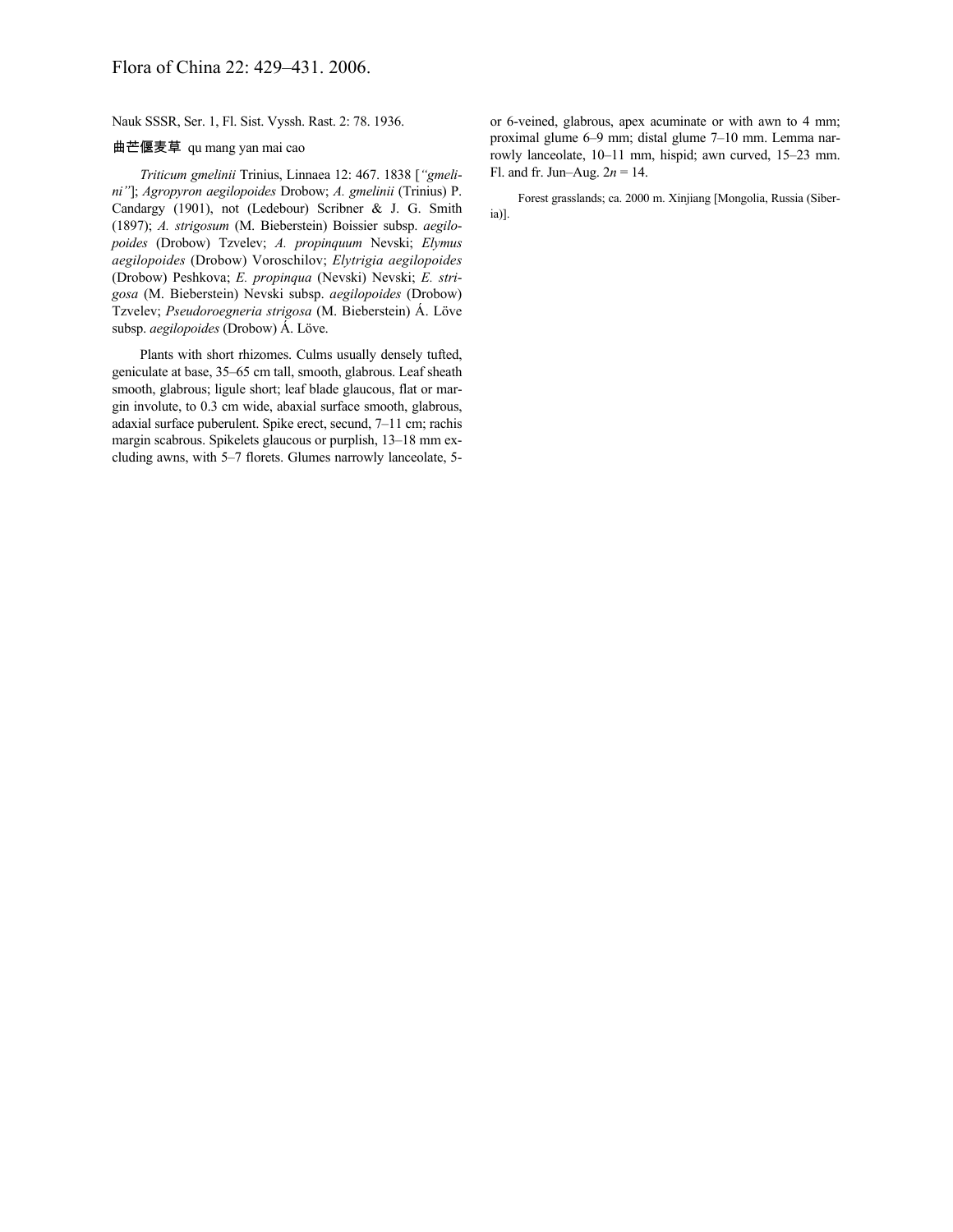Nauk SSSR, Ser. 1, Fl. Sist. Vyssh. Rast. 2: 78. 1936.

曲芒偃麦草 qu mang yan mai cao

*Triticum gmelinii* Trinius, Linnaea 12: 467. 1838 [*"gmelini"*]; *Agropyron aegilopoides* Drobow; *A. gmelinii* (Trinius) P. Candargy (1901), not (Ledebour) Scribner & J. G. Smith (1897); *A. strigosum* (M. Bieberstein) Boissier subsp. *aegilopoides* (Drobow) Tzvelev; *A. propinquum* Nevski; *Elymus aegilopoides* (Drobow) Voroschilov; *Elytrigia aegilopoides* (Drobow) Peshkova; *E. propinqua* (Nevski) Nevski; *E. strigosa* (M. Bieberstein) Nevski subsp. *aegilopoides* (Drobow) Tzvelev; *Pseudoroegneria strigosa* (M. Bieberstein) Á. Löve subsp. *aegilopoides* (Drobow) Á. Löve.

Plants with short rhizomes. Culms usually densely tufted, geniculate at base, 35–65 cm tall, smooth, glabrous. Leaf sheath smooth, glabrous; ligule short; leaf blade glaucous, flat or margin involute, to 0.3 cm wide, abaxial surface smooth, glabrous, adaxial surface puberulent. Spike erect, secund, 7–11 cm; rachis margin scabrous. Spikelets glaucous or purplish, 13–18 mm excluding awns, with 5–7 florets. Glumes narrowly lanceolate, 5- or 6-veined, glabrous, apex acuminate or with awn to 4 mm; proximal glume 6–9 mm; distal glume 7–10 mm. Lemma narrowly lanceolate, 10–11 mm, hispid; awn curved, 15–23 mm. Fl. and fr. Jun–Aug. $2n = 14$.

Forest grasslands; ca. 2000 m. Xinjiang [Mongolia, Russia (Siberia)].